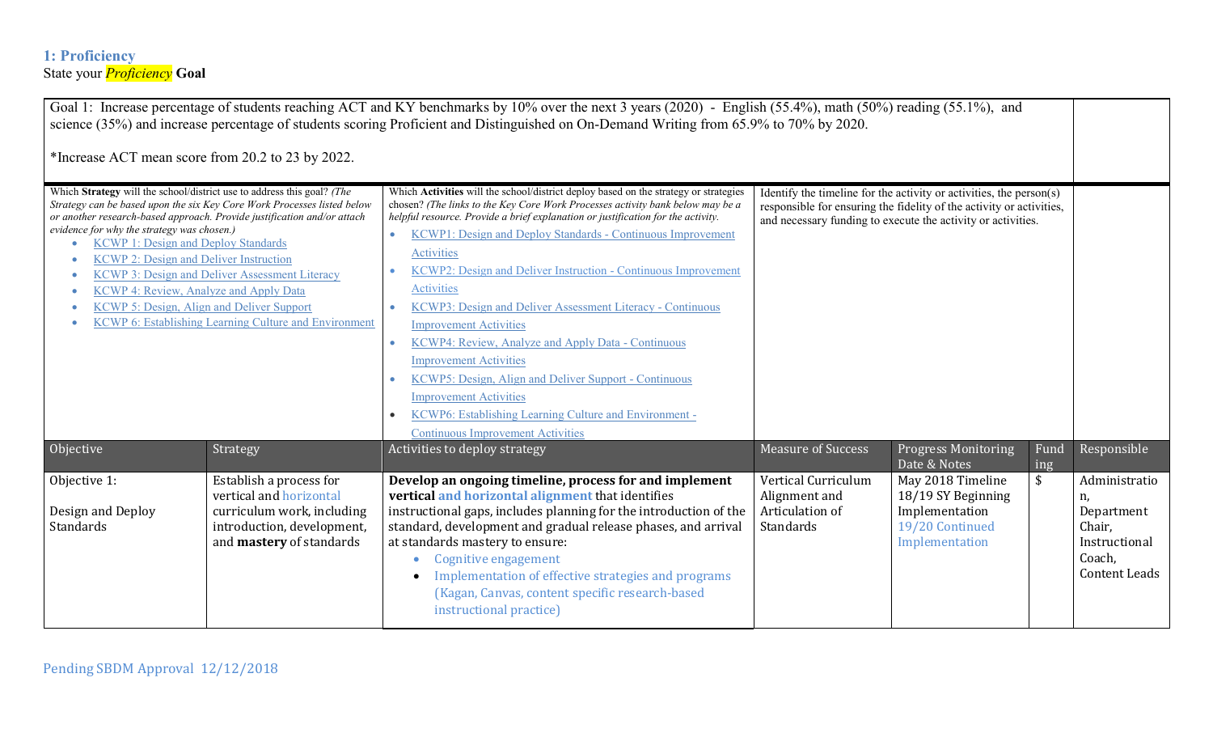## 1: Proficiency

State your *Proficiency* **Goal**

| Goal 1: Increase percentage of students reaching ACT and KY benchmarks by 10% over the next 3 years (2020) - English (55.4%), math (50%) reading (55.1%), and science (35%) and increase percentage of students scoring Proficient and Distinguished on On-Demand Writing from 65.9% to 70% by 2020.<br><br>*Increase ACT mean score from 20.2 to 23 by 2022. | | | | | | |
|---|---|---|---|---|---|---|
| Which **Strategy** will the school/district use to address this goal? *(The Strategy can be based upon the six Key Core Work Processes listed below or another research-based approach. Provide justification and/or attach evidence for why the strategy was chosen.)*<br>• KCWP 1: Design and Deploy Standards<br>• KCWP 2: Design and Deliver Instruction<br>• KCWP 3: Design and Deliver Assessment Literacy<br>• KCWP 4: Review, Analyze and Apply Data<br>• KCWP 5: Design, Align and Deliver Support<br>• KCWP 6: Establishing Learning Culture and Environment | | Which **Activities** will the school/district deploy based on the strategy or strategies chosen? *(The links to the Key Core Work Processes activity bank below may be a helpful resource. Provide a brief explanation or justification for the activity.*<br>• KCWP1: Design and Deploy Standards - Continuous Improvement Activities<br>• KCWP2: Design and Deliver Instruction - Continuous Improvement Activities<br>• KCWP3: Design and Deliver Assessment Literacy - Continuous Improvement Activities<br>• KCWP4: Review, Analyze and Apply Data - Continuous Improvement Activities<br>• KCWP5: Design, Align and Deliver Support - Continuous Improvement Activities<br>• KCWP6: Establishing Learning Culture and Environment - Continuous Improvement Activities | Identify the timeline for the activity or activities, the person(s) responsible for ensuring the fidelity of the activity or activities, and necessary funding to execute the activity or activities. | | | |
| **Objective** | **Strategy** | **Activities to deploy strategy** | **Measure of Success** | **Progress Monitoring Date & Notes** | **Funding** | **Responsible** |
| Objective 1:<br><br>Design and Deploy Standards | Establish a process for vertical and horizontal curriculum work, including introduction, development, and **mastery** of standards | **Develop an ongoing timeline, process for and implement vertical and horizontal alignment** that identifies instructional gaps, includes planning for the introduction of the standard, development and gradual release phases, and arrival at standards mastery to ensure:<br>• Cognitive engagement<br>• Implementation of effective strategies and programs (Kagan, Canvas, content specific research-based instructional practice) | Vertical Curriculum Alignment and Articulation of Standards | May 2018 Timeline<br>18/19 SY Beginning Implementation<br>19/20 Continued Implementation | $ | Administration, Department Chair, Instructional Coach, Content Leads |

Pending SBDM Approval 12/12/2018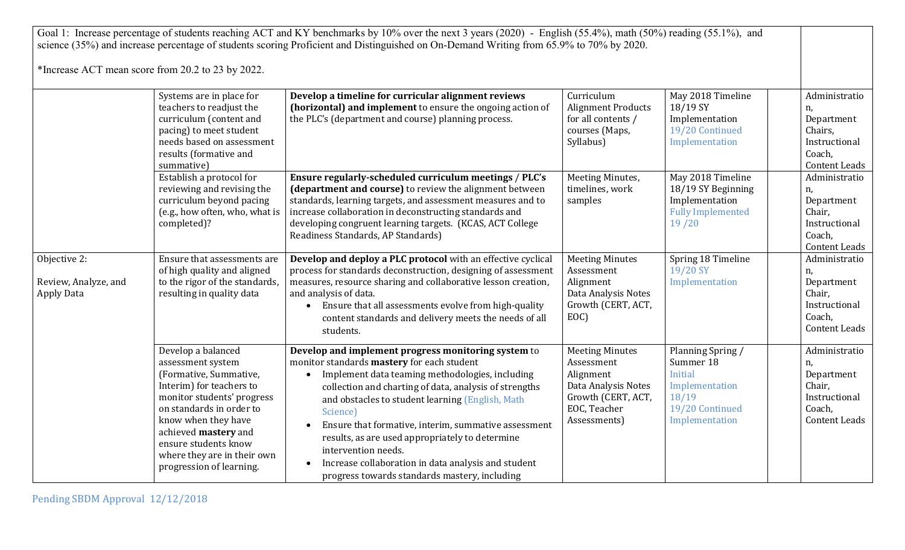| Goal 1: Increase percentage of students reaching ACT and KY benchmarks by 10% over the next 3 years (2020) - English (55.4%), math (50%) reading (55.1%), and science (35%) and increase percentage of students scoring Proficient and Distinguished on On-Demand Writing from 65.9% to 70% by 2020.<br><br>*Increase ACT mean score from 20.2 to 23 by 2022. | | | | | | |
|---|---|---|---|---|---|---|
| | Systems are in place for teachers to readjust the curriculum (content and pacing) to meet student needs based on assessment results (formative and summative) | **Develop a timeline for curricular alignment reviews (horizontal) and implement** to ensure the ongoing action of the PLC's (department and course) planning process. | Curriculum Alignment Products for all contents / courses (Maps, Syllabus) | May 2018 Timeline 18/19 SY Implementation 19/20 Continued Implementation | | Administration, Department Chairs, Instructional Coach, Content Leads |
| | Establish a protocol for reviewing and revising the curriculum beyond pacing (e.g., how often, who, what is completed)? | **Ensure regularly-scheduled curriculum meetings / PLC's (department and course)** to review the alignment between standards, learning targets, and assessment measures and to increase collaboration in deconstructing standards and developing congruent learning targets. (KCAS, ACT College Readiness Standards, AP Standards) | Meeting Minutes, timelines, work samples | May 2018 Timeline 18/19 SY Beginning Implementation Fully Implemented 19 /20 | | Administration, Department Chair, Instructional Coach, Content Leads |
| Objective 2:<br><br>Review, Analyze, and Apply Data | Ensure that assessments are of high quality and aligned to the rigor of the standards, resulting in quality data | **Develop and deploy a PLC protocol** with an effective cyclical process for standards deconstruction, designing of assessment measures, resource sharing and collaborative lesson creation, and analysis of data.<br>• Ensure that all assessments evolve from high-quality content standards and delivery meets the needs of all students. | Meeting Minutes Assessment Alignment Data Analysis Notes Growth (CERT, ACT, EOC) | Spring 18 Timeline 19/20 SY Implementation | | Administration, Department Chair, Instructional Coach, Content Leads |
| | Develop a balanced assessment system (Formative, Summative, Interim) for teachers to monitor students' progress on standards in order to know when they have achieved **mastery** and ensure students know where they are in their own progression of learning. | **Develop and implement progress monitoring system** to monitor standards **mastery** for each student<br>• Implement data teaming methodologies, including collection and charting of data, analysis of strengths and obstacles to student learning (English, Math Science)<br>• Ensure that formative, interim, summative assessment results, as are used appropriately to determine intervention needs.<br>• Increase collaboration in data analysis and student progress towards standards mastery, including | Meeting Minutes Assessment Alignment Data Analysis Notes Growth (CERT, ACT, EOC, Teacher Assessments) | Planning Spring / Summer 18 Initial Implementation 18/19 19/20 Continued Implementation | | Administration, Department Chair, Instructional Coach, Content Leads |

Pending SBDM Approval 12/12/2018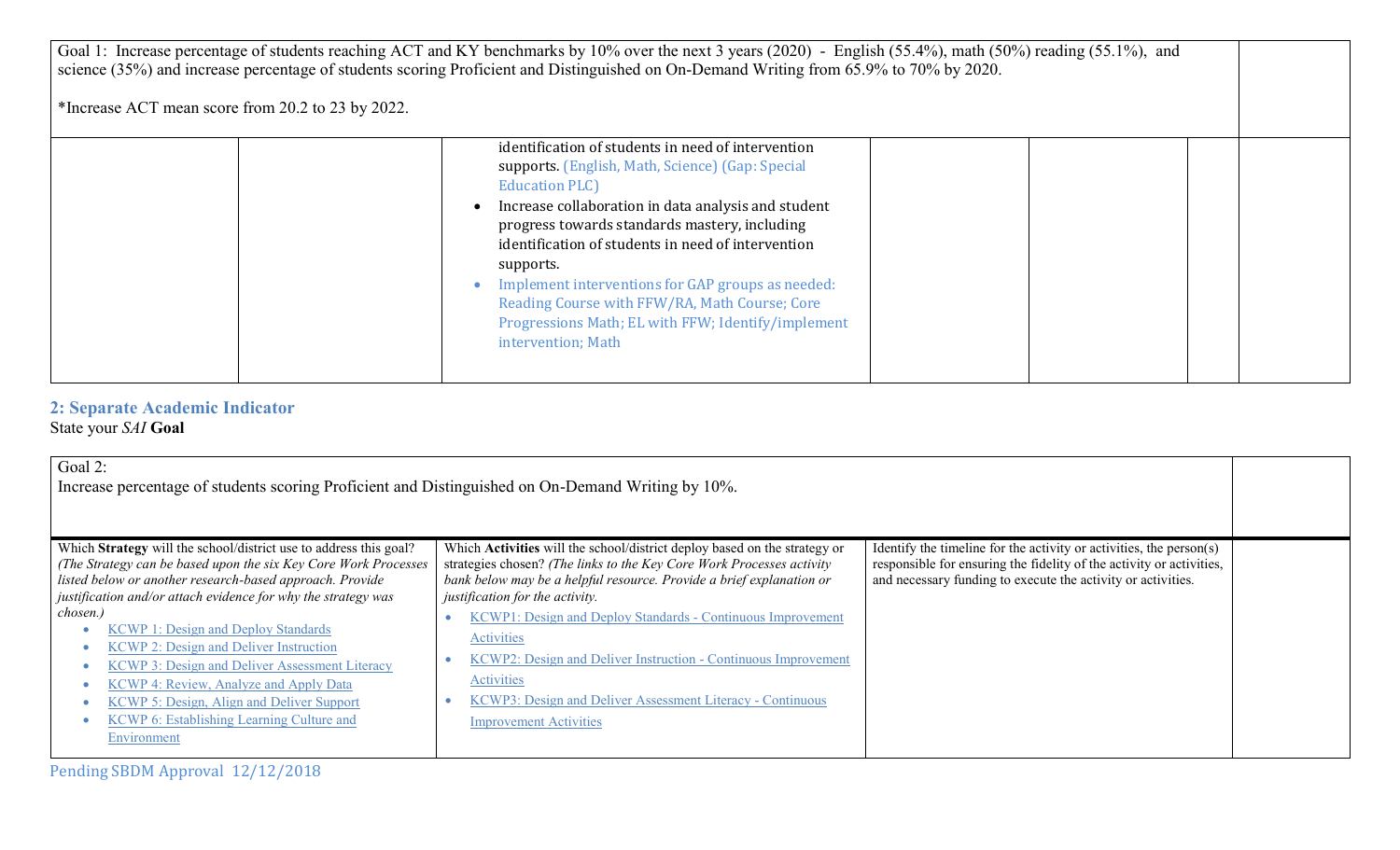| Goal 1: Increase percentage of students reaching ACT and KY benchmarks by 10% over the next 3 years (2020) - English (55.4%), math (50%) reading (55.1%), and science (35%) and increase percentage of students scoring Proficient and Distinguished on On-Demand Writing from 65.9% to 70% by 2020.<br><br>*Increase ACT mean score from 20.2 to 23 by 2022. | | | | | | |
|---|---|---|---|---|---|---|
| | | identification of students in need of intervention supports. (English, Math, Science) (Gap: Special Education PLC)<br>• Increase collaboration in data analysis and student progress towards standards mastery, including identification of students in need of intervention supports.<br>• Implement interventions for GAP groups as needed: Reading Course with FFW/RA, Math Course; Core Progressions Math; EL with FFW; Identify/implement intervention; Math | | | | |

## 2: Separate Academic Indicator

State your *SAI* **Goal**

| Goal 2:<br>Increase percentage of students scoring Proficient and Distinguished on On-Demand Writing by 10%. | | | |
|---|---|---|---|
| Which **Strategy** will the school/district use to address this goal? *(The Strategy can be based upon the six Key Core Work Processes listed below or another research-based approach. Provide justification and/or attach evidence for why the strategy was chosen.)*<br>• KCWP 1: Design and Deploy Standards<br>• KCWP 2: Design and Deliver Instruction<br>• KCWP 3: Design and Deliver Assessment Literacy<br>• KCWP 4: Review, Analyze and Apply Data<br>• KCWP 5: Design, Align and Deliver Support<br>• KCWP 6: Establishing Learning Culture and Environment | Which **Activities** will the school/district deploy based on the strategy or strategies chosen? *(The links to the Key Core Work Processes activity bank below may be a helpful resource. Provide a brief explanation or justification for the activity.*<br>• KCWP1: Design and Deploy Standards - Continuous Improvement Activities<br>• KCWP2: Design and Deliver Instruction - Continuous Improvement Activities<br>• KCWP3: Design and Deliver Assessment Literacy - Continuous Improvement Activities | Identify the timeline for the activity or activities, the person(s) responsible for ensuring the fidelity of the activity or activities, and necessary funding to execute the activity or activities. | |

Pending SBDM Approval 12/12/2018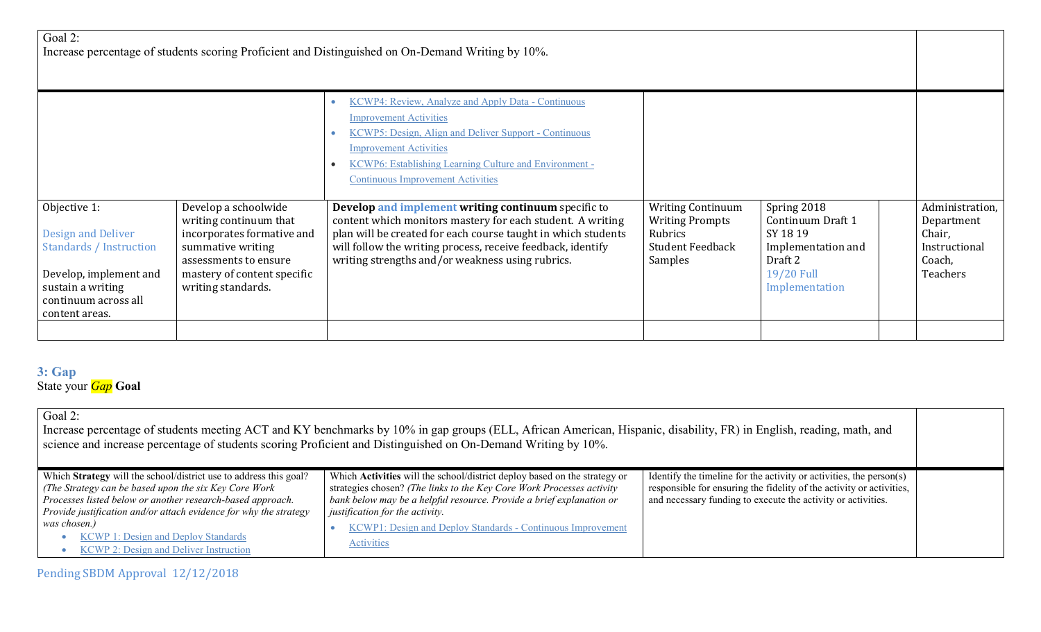| Goal 2: Increase percentage of students scoring Proficient and Distinguished on On-Demand Writing by 10%. | | | | | | | |
|---|---|---|---|---|---|---|---|
| | | • KCWP4: Review, Analyze and Apply Data - Continuous Improvement Activities<br>• KCWP5: Design, Align and Deliver Support - Continuous Improvement Activities<br>• KCWP6: Establishing Learning Culture and Environment - Continuous Improvement Activities | | | | | |
| Objective 1:<br><br>Design and Deliver Standards / Instruction<br><br>Develop, implement and sustain a writing continuum across all content areas. | Develop a schoolwide writing continuum that incorporates formative and summative writing assessments to ensure mastery of content specific writing standards. | **Develop** and implement **writing continuum** specific to content which monitors mastery for each student. A writing plan will be created for each course taught in which students will follow the writing process, receive feedback, identify writing strengths and/or weakness using rubrics. | Writing Continuum<br>Writing Prompts<br>Rubrics<br>Student Feedback<br>Samples | Spring 2018<br>Continuum Draft 1<br>SY 18 19<br>Implementation and Draft 2<br>19/20 Full Implementation | | Administration, Department Chair, Instructional Coach, Teachers | |
| | | | | | | | |

## 3: Gap

State your *Gap* **Goal**

| Goal 2: Increase percentage of students meeting ACT and KY benchmarks by 10% in gap groups (ELL, African American, Hispanic, disability, FR) in English, reading, math, and science and increase percentage of students scoring Proficient and Distinguished on On-Demand Writing by 10%. | | | |
|---|---|---|---|
| Which **Strategy** will the school/district use to address this goal? *(The Strategy can be based upon the six Key Core Work Processes listed below or another research-based approach. Provide justification and/or attach evidence for why the strategy was chosen.)*<br>• KCWP 1: Design and Deploy Standards<br>• KCWP 2: Design and Deliver Instruction | Which **Activities** will the school/district deploy based on the strategy or strategies chosen? *(The links to the Key Core Work Processes activity bank below may be a helpful resource. Provide a brief explanation or justification for the activity.*<br>• KCWP1: Design and Deploy Standards - Continuous Improvement Activities | Identify the timeline for the activity or activities, the person(s) responsible for ensuring the fidelity of the activity or activities, and necessary funding to execute the activity or activities. | |

Pending SBDM Approval 12/12/2018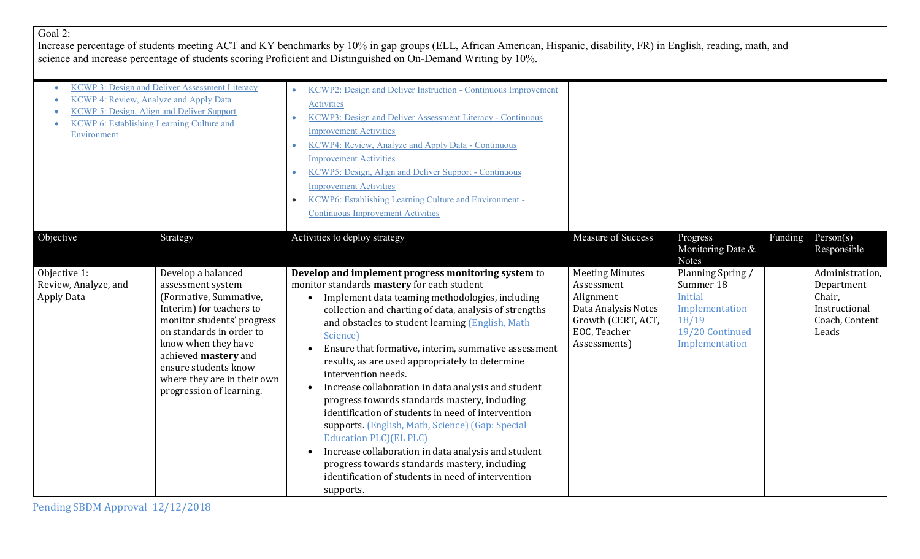Goal 2:
Increase percentage of students meeting ACT and KY benchmarks by 10% in gap groups (ELL, African American, Hispanic, disability, FR) in English, reading, math, and science and increase percentage of students scoring Proficient and Distinguished on On-Demand Writing by 10%.

- KCWP 3: Design and Deliver Assessment Literacy
- KCWP 4: Review, Analyze and Apply Data
- KCWP 5: Design, Align and Deliver Support
- KCWP 6: Establishing Learning Culture and Environment

- KCWP2: Design and Deliver Instruction - Continuous Improvement Activities
- KCWP3: Design and Deliver Assessment Literacy - Continuous Improvement Activities
- KCWP4: Review, Analyze and Apply Data - Continuous Improvement Activities
- KCWP5: Design, Align and Deliver Support - Continuous Improvement Activities
- KCWP6: Establishing Learning Culture and Environment - Continuous Improvement Activities

| Objective | Strategy | Activities to deploy strategy | Measure of Success | Progress Monitoring Date & Notes | Funding | Person(s) Responsible |
|---|---|---|---|---|---|---|
| Objective 1: Review, Analyze, and Apply Data | Develop a balanced assessment system (Formative, Summative, Interim) for teachers to monitor students' progress on standards in order to know when they have achieved **mastery** and ensure students know where they are in their own progression of learning. | **Develop and implement progress monitoring system** to monitor standards **mastery** for each student<br>• Implement data teaming methodologies, including collection and charting of data, analysis of strengths and obstacles to student learning (English, Math Science)<br>• Ensure that formative, interim, summative assessment results, as are used appropriately to determine intervention needs.<br>• Increase collaboration in data analysis and student progress towards standards mastery, including identification of students in need of intervention supports. (English, Math, Science) (Gap: Special Education PLC)(EL PLC)<br>• Increase collaboration in data analysis and student progress towards standards mastery, including identification of students in need of intervention supports. | Meeting Minutes<br>Assessment Alignment<br>Data Analysis Notes<br>Growth (CERT, ACT, EOC, Teacher Assessments) | Planning Spring / Summer 18<br>Initial Implementation 18/19<br>19/20 Continued Implementation | | Administration, Department Chair, Instructional Coach, Content Leads |

Pending SBDM Approval 12/12/2018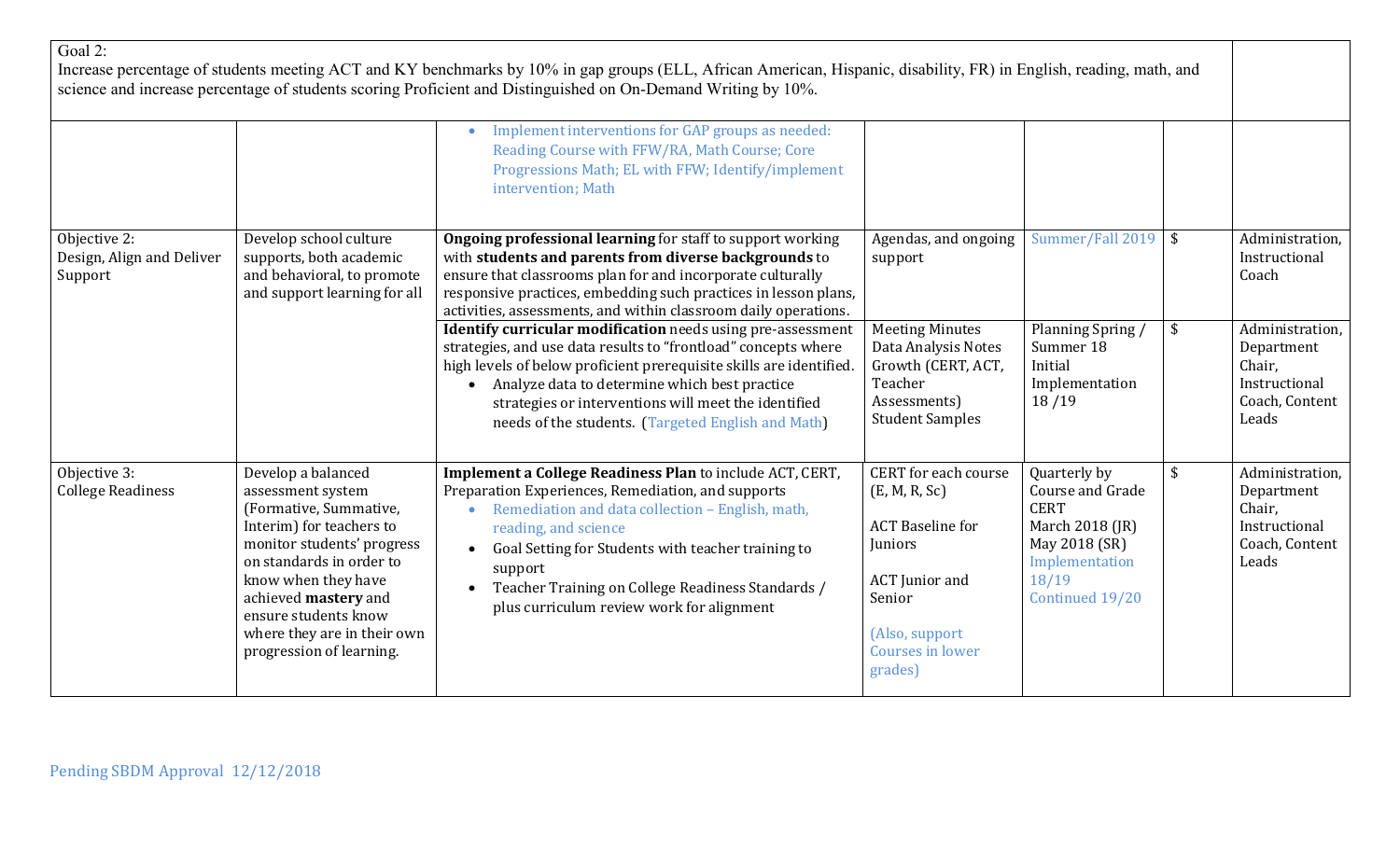| Goal 2:<br>Increase percentage of students meeting ACT and KY benchmarks by 10% in gap groups (ELL, African American, Hispanic, disability, FR) in English, reading, math, and science and increase percentage of students scoring Proficient and Distinguished on On-Demand Writing by 10%. | | | | | | |
|---|---|---|---|---|---|---|
| | | • Implement interventions for GAP groups as needed: Reading Course with FFW/RA, Math Course; Core Progressions Math; EL with FFW; Identify/implement intervention; Math | | | | |
| Objective 2:<br>Design, Align and Deliver Support | Develop school culture supports, both academic and behavioral, to promote and support learning for all | **Ongoing professional learning** for staff to support working with **students and parents from diverse backgrounds** to ensure that classrooms plan for and incorporate culturally responsive practices, embedding such practices in lesson plans, activities, assessments, and within classroom daily operations. | Agendas, and ongoing support | Summer/Fall 2019 | $ | Administration, Instructional Coach |
| | | **Identify curricular modification** needs using pre-assessment strategies, and use data results to "frontload" concepts where high levels of below proficient prerequisite skills are identified.<br>• Analyze data to determine which best practice strategies or interventions will meet the identified needs of the students. (Targeted English and Math) | Meeting Minutes<br>Data Analysis Notes<br>Growth (CERT, ACT, Teacher Assessments)<br>Student Samples | Planning Spring / Summer 18<br>Initial Implementation 18 /19 | $ | Administration, Department Chair, Instructional Coach, Content Leads |
| Objective 3:<br>College Readiness | Develop a balanced assessment system (Formative, Summative, Interim) for teachers to monitor students' progress on standards in order to know when they have achieved **mastery** and ensure students know where they are in their own progression of learning. | **Implement a College Readiness Plan** to include ACT, CERT, Preparation Experiences, Remediation, and supports<br>• Remediation and data collection – English, math, reading, and science<br>• Goal Setting for Students with teacher training to support<br>• Teacher Training on College Readiness Standards / plus curriculum review work for alignment | CERT for each course (E, M, R, Sc)<br><br>ACT Baseline for Juniors<br><br>ACT Junior and Senior<br><br>(Also, support Courses in lower grades) | Quarterly by Course and Grade<br>CERT<br>March 2018 (JR)<br>May 2018 (SR)<br>Implementation 18/19<br>Continued 19/20 | $ | Administration, Department Chair, Instructional Coach, Content Leads |

Pending SBDM Approval 12/12/2018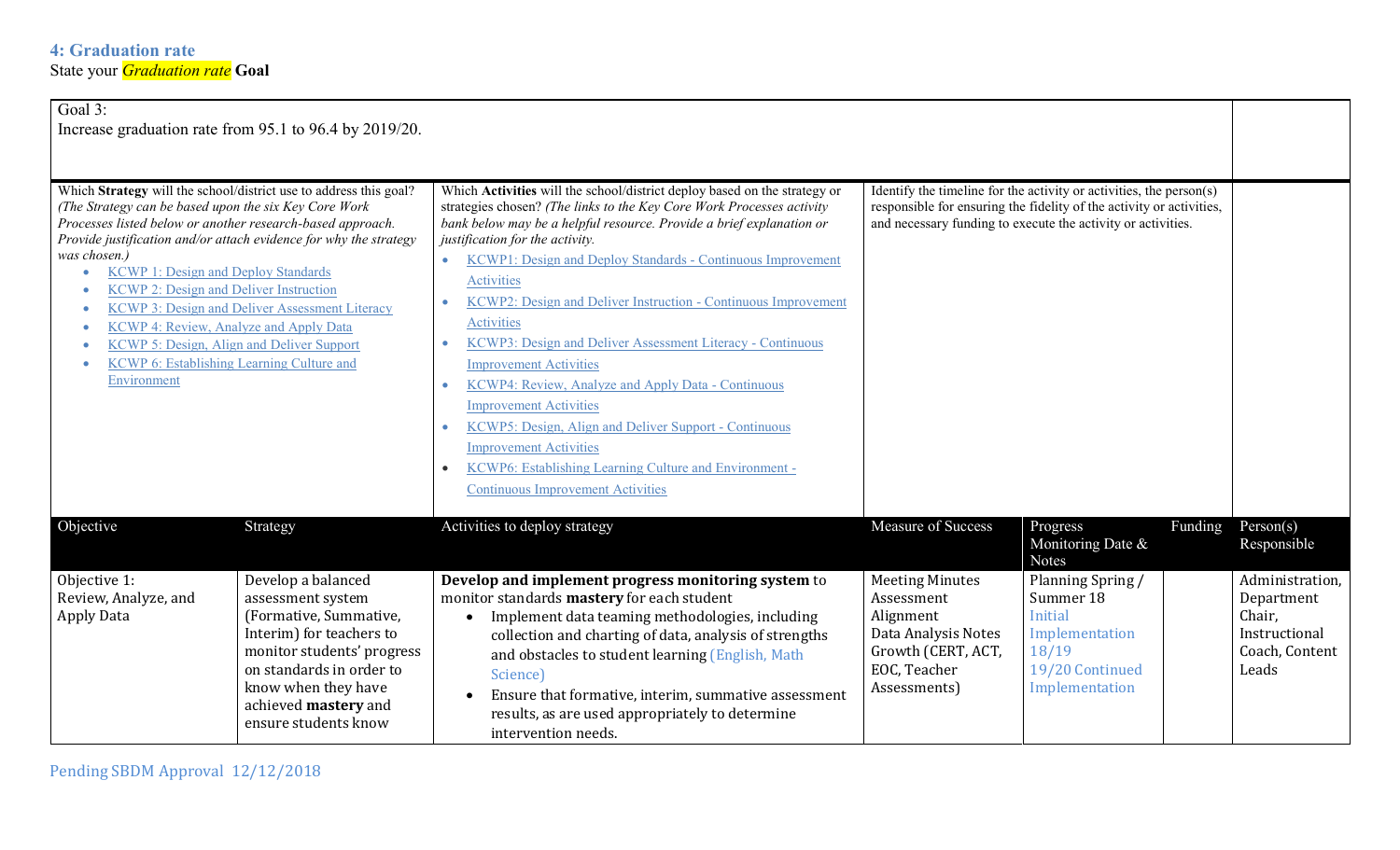## 4: Graduation rate

State your *Graduation rate* **Goal**

| Goal 3:<br>Increase graduation rate from 95.1 to 96.4 by 2019/20. | | | | | | |
|---|---|---|---|---|---|---|
| Which **Strategy** will the school/district use to address this goal? *(The Strategy can be based upon the six Key Core Work Processes listed below or another research-based approach. Provide justification and/or attach evidence for why the strategy was chosen.)*<br>• KCWP 1: Design and Deploy Standards<br>• KCWP 2: Design and Deliver Instruction<br>• KCWP 3: Design and Deliver Assessment Literacy<br>• KCWP 4: Review, Analyze and Apply Data<br>• KCWP 5: Design, Align and Deliver Support<br>• KCWP 6: Establishing Learning Culture and Environment | | Which **Activities** will the school/district deploy based on the strategy or strategies chosen? *(The links to the Key Core Work Processes activity bank below may be a helpful resource. Provide a brief explanation or justification for the activity.*<br>• KCWP1: Design and Deploy Standards - Continuous Improvement Activities<br>• KCWP2: Design and Deliver Instruction - Continuous Improvement Activities<br>• KCWP3: Design and Deliver Assessment Literacy - Continuous Improvement Activities<br>• KCWP4: Review, Analyze and Apply Data - Continuous Improvement Activities<br>• KCWP5: Design, Align and Deliver Support - Continuous Improvement Activities<br>• KCWP6: Establishing Learning Culture and Environment - Continuous Improvement Activities | Identify the timeline for the activity or activities, the person(s) responsible for ensuring the fidelity of the activity or activities, and necessary funding to execute the activity or activities. | | | |
| **Objective** | **Strategy** | **Activities to deploy strategy** | **Measure of Success** | **Progress Monitoring Date & Notes** | **Funding** | **Person(s) Responsible** |
| Objective 1:<br>Review, Analyze, and Apply Data | Develop a balanced assessment system (Formative, Summative, Interim) for teachers to monitor students' progress on standards in order to know when they have achieved **mastery** and ensure students know | **Develop and implement progress monitoring system** to monitor standards **mastery** for each student<br>• Implement data teaming methodologies, including collection and charting of data, analysis of strengths and obstacles to student learning (English, Math Science)<br>• Ensure that formative, interim, summative assessment results, as are used appropriately to determine intervention needs. | Meeting Minutes<br>Assessment Alignment<br>Data Analysis Notes<br>Growth (CERT, ACT, EOC, Teacher Assessments) | Planning Spring / Summer 18<br>Initial Implementation 18/19<br>19/20 Continued Implementation | | Administration, Department Chair, Instructional Coach, Content Leads |

Pending SBDM Approval 12/12/2018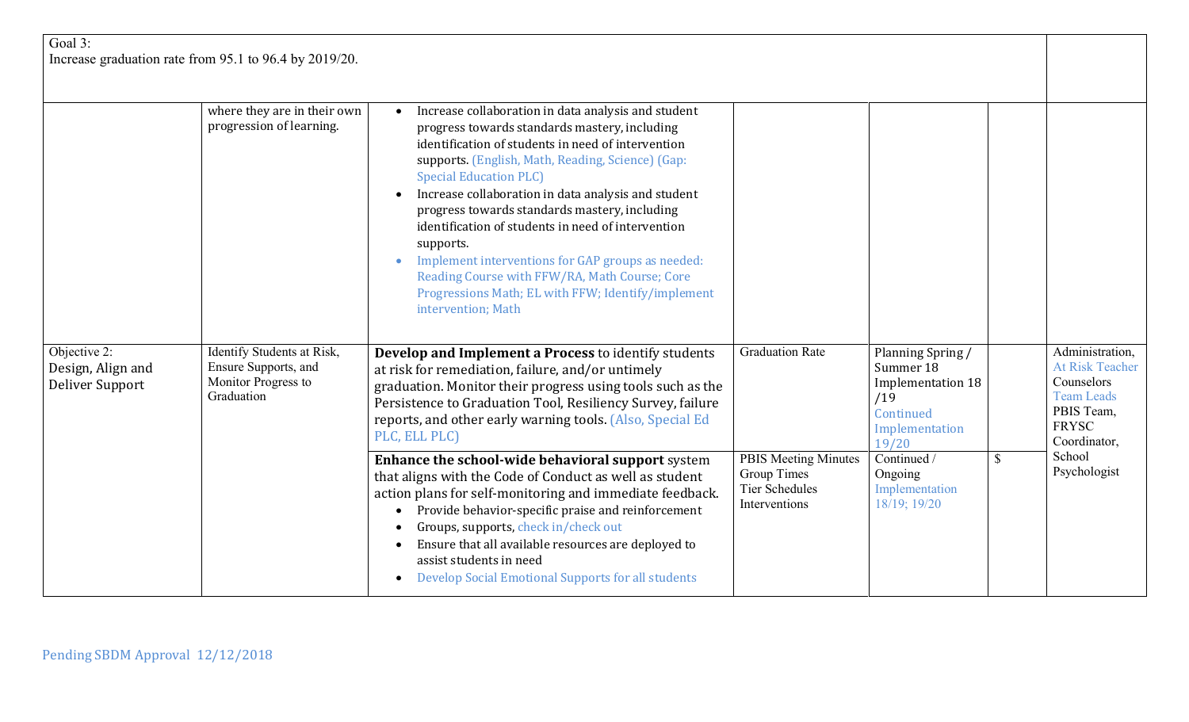| Goal 3:<br>Increase graduation rate from 95.1 to 96.4 by 2019/20. | | | | | | |
|---|---|---|---|---|---|---|
| | where they are in their own progression of learning. | • Increase collaboration in data analysis and student progress towards standards mastery, including identification of students in need of intervention supports. (English, Math, Reading, Science) (Gap: Special Education PLC)<br>• Increase collaboration in data analysis and student progress towards standards mastery, including identification of students in need of intervention supports.<br>• Implement interventions for GAP groups as needed: Reading Course with FFW/RA, Math Course; Core Progressions Math; EL with FFW; Identify/implement intervention; Math | | | | |
| Objective 2:<br>Design, Align and Deliver Support | Identify Students at Risk, Ensure Supports, and Monitor Progress to Graduation | **Develop and Implement a Process** to identify students at risk for remediation, failure, and/or untimely graduation. Monitor their progress using tools such as the Persistence to Graduation Tool, Resiliency Survey, failure reports, and other early warning tools. (Also, Special Ed PLC, ELL PLC) | Graduation Rate | Planning Spring / Summer 18<br>Implementation 18 /19<br>Continued Implementation 19/20 | | Administration, At Risk Teacher<br>Counselors<br>Team Leads<br>PBIS Team,<br>FRYSC Coordinator,<br>School Psychologist |
| | | **Enhance the school-wide behavioral support** system that aligns with the Code of Conduct as well as student action plans for self-monitoring and immediate feedback.<br>• Provide behavior-specific praise and reinforcement<br>• Groups, supports, check in/check out<br>• Ensure that all available resources are deployed to assist students in need<br>• Develop Social Emotional Supports for all students | PBIS Meeting Minutes<br>Group Times<br>Tier Schedules<br>Interventions | Continued / Ongoing<br>Implementation 18/19; 19/20 | $ | |

Pending SBDM Approval 12/12/2018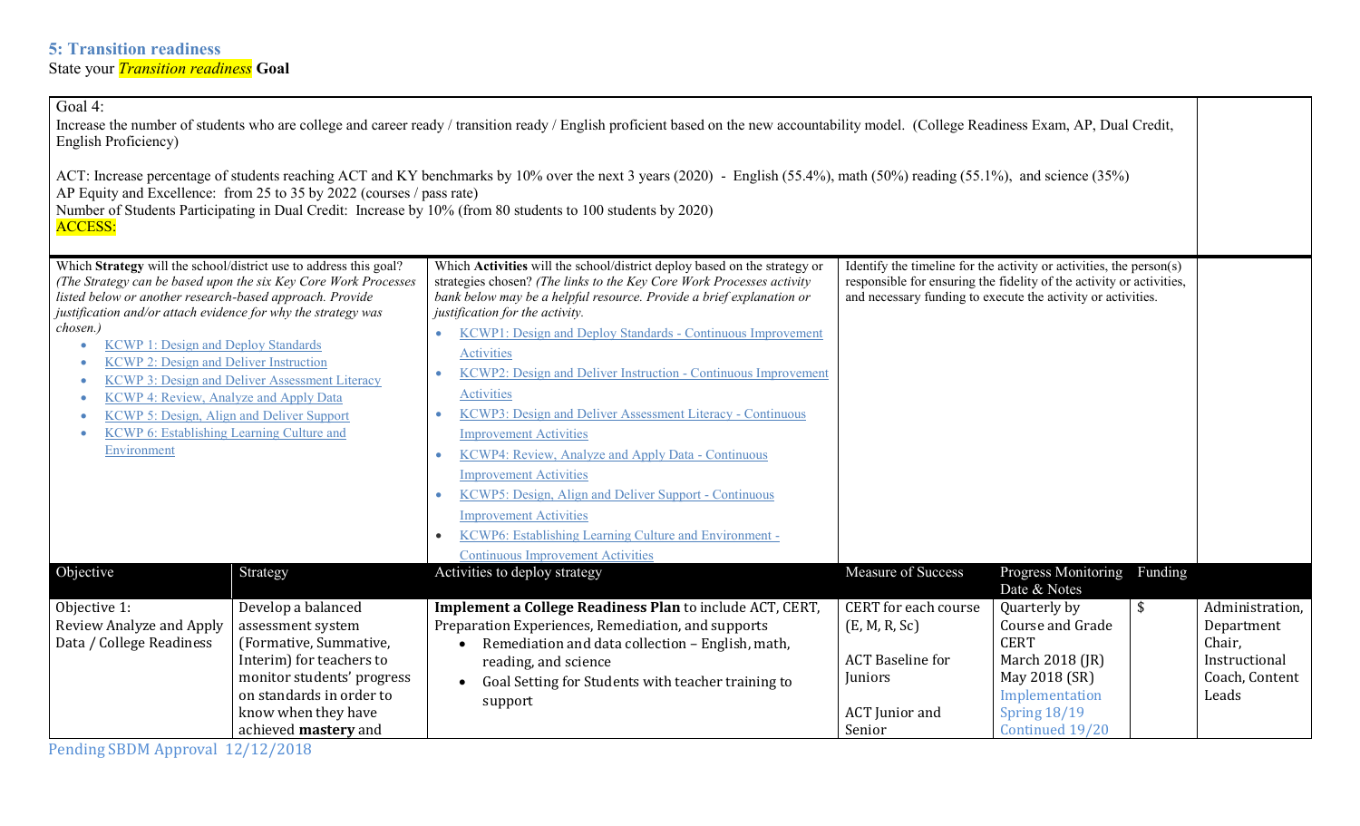## 5: Transition readiness

State your *Transition readiness* **Goal**

Goal 4:
Increase the number of students who are college and career ready / transition ready / English proficient based on the new accountability model. (College Readiness Exam, AP, Dual Credit, English Proficiency)

ACT: Increase percentage of students reaching ACT and KY benchmarks by 10% over the next 3 years (2020) - English (55.4%), math (50%) reading (55.1%), and science (35%)
AP Equity and Excellence: from 25 to 35 by 2022 (courses / pass rate)
Number of Students Participating in Dual Credit: Increase by 10% (from 80 students to 100 students by 2020)
ACCESS:

Which **Strategy** will the school/district use to address this goal? *(The Strategy can be based upon the six Key Core Work Processes listed below or another research-based approach. Provide justification and/or attach evidence for why the strategy was chosen.)*

- KCWP 1: Design and Deploy Standards
- KCWP 2: Design and Deliver Instruction
- KCWP 3: Design and Deliver Assessment Literacy
- KCWP 4: Review, Analyze and Apply Data
- KCWP 5: Design, Align and Deliver Support
- KCWP 6: Establishing Learning Culture and Environment

Which **Activities** will the school/district deploy based on the strategy or strategies chosen? *(The links to the Key Core Work Processes activity bank below may be a helpful resource. Provide a brief explanation or justification for the activity.*

- KCWP1: Design and Deploy Standards - Continuous Improvement Activities
- KCWP2: Design and Deliver Instruction - Continuous Improvement Activities
- KCWP3: Design and Deliver Assessment Literacy - Continuous Improvement Activities
- KCWP4: Review, Analyze and Apply Data - Continuous Improvement Activities
- KCWP5: Design, Align and Deliver Support - Continuous Improvement Activities
- KCWP6: Establishing Learning Culture and Environment - Continuous Improvement Activities

Identify the timeline for the activity or activities, the person(s) responsible for ensuring the fidelity of the activity or activities, and necessary funding to execute the activity or activities.

| Objective | Strategy | Activities to deploy strategy | Measure of Success | Progress Monitoring Date & Notes | Funding | |
|---|---|---|---|---|---|---|
| Objective 1:<br>Review Analyze and Apply Data / College Readiness | Develop a balanced assessment system (Formative, Summative, Interim) for teachers to monitor students' progress on standards in order to know when they have achieved **mastery** and | **Implement a College Readiness Plan** to include ACT, CERT, Preparation Experiences, Remediation, and supports<br>• Remediation and data collection – English, math, reading, and science<br>• Goal Setting for Students with teacher training to support | CERT for each course (E, M, R, Sc)<br><br>ACT Baseline for Juniors<br><br>ACT Junior and Senior | Quarterly by Course and Grade CERT<br>March 2018 (JR)<br>May 2018 (SR)<br>Implementation Spring 18/19<br>Continued 19/20 | $ | Administration, Department Chair, Instructional Coach, Content Leads |

Pending SBDM Approval 12/12/2018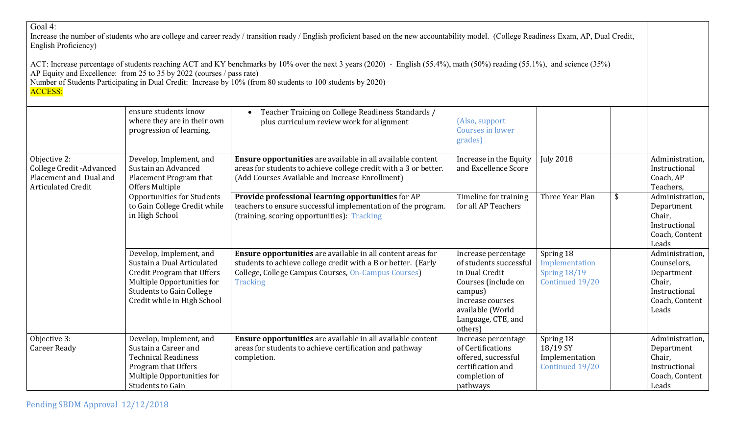Goal 4:
Increase the number of students who are college and career ready / transition ready / English proficient based on the new accountability model. (College Readiness Exam, AP, Dual Credit, English Proficiency)

ACT: Increase percentage of students reaching ACT and KY benchmarks by 10% over the next 3 years (2020) - English (55.4%), math (50%) reading (55.1%), and science (35%)
AP Equity and Excellence: from 25 to 35 by 2022 (courses / pass rate)
Number of Students Participating in Dual Credit: Increase by 10% (from 80 students to 100 students by 2020)
ACCESS:

| | | | | | | |
|---|---|---|---|---|---|---|
| | ensure students know where they are in their own progression of learning. | • Teacher Training on College Readiness Standards / plus curriculum review work for alignment | (Also, support Courses in lower grades) | | | |
| Objective 2: College Credit -Advanced Placement and Dual and Articulated Credit | Develop, Implement, and Sustain an Advanced Placement Program that Offers Multiple Opportunities for Students to Gain College Credit while in High School | **Ensure opportunities** are available in all available content areas for students to achieve college credit with a 3 or better. (Add Courses Available and Increase Enrollment) | Increase in the Equity and Excellence Score | July 2018 | | Administration, Instructional Coach, AP Teachers, |
| | | **Provide professional learning opportunities** for AP teachers to ensure successful implementation of the program. (training, scoring opportunities): Tracking | Timeline for training for all AP Teachers | Three Year Plan | $ | Administration, Department Chair, Instructional Coach, Content Leads |
| | Develop, Implement, and Sustain a Dual Articulated Credit Program that Offers Multiple Opportunities for Students to Gain College Credit while in High School | **Ensure opportunities** are available in all content areas for students to achieve college credit with a B or better. (Early College, College Campus Courses, On-Campus Courses) Tracking | Increase percentage of students successful in Dual Credit Courses (include on campus) Increase courses available (World Language, CTE, and others) | Spring 18 Implementation Spring 18/19 Continued 19/20 | | Administration, Counselors, Department Chair, Instructional Coach, Content Leads |
| Objective 3: Career Ready | Develop, Implement, and Sustain a Career and Technical Readiness Program that Offers Multiple Opportunities for Students to Gain | **Ensure opportunities** are available in all available content areas for students to achieve certification and pathway completion. | Increase percentage of Certifications offered, successful certification and completion of pathways | Spring 18 18/19 SY Implementation Continued 19/20 | | Administration, Department Chair, Instructional Coach, Content Leads |

Pending SBDM Approval 12/12/2018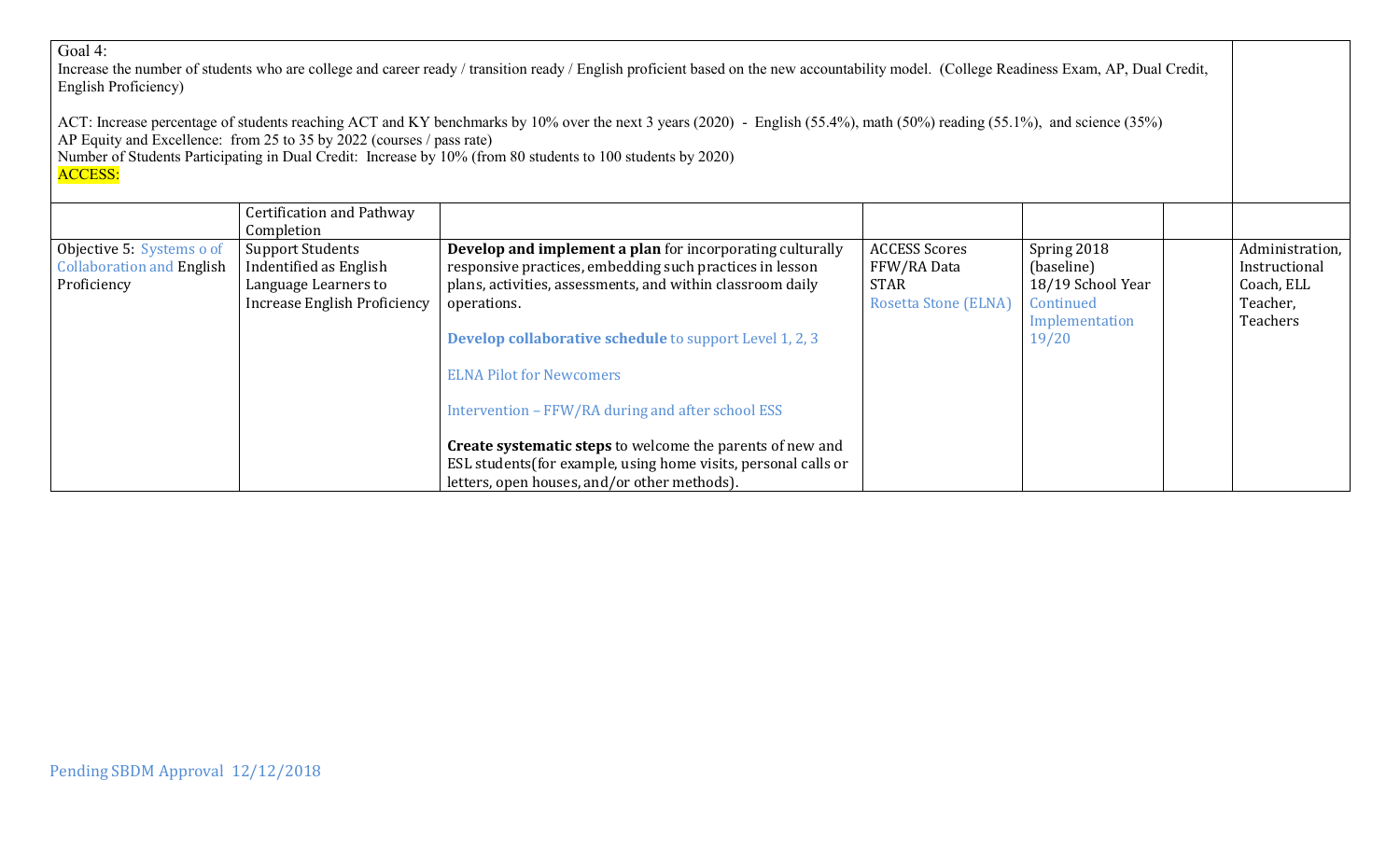Goal 4:
Increase the number of students who are college and career ready / transition ready / English proficient based on the new accountability model. (College Readiness Exam, AP, Dual Credit, English Proficiency)

ACT: Increase percentage of students reaching ACT and KY benchmarks by 10% over the next 3 years (2020) - English (55.4%), math (50%) reading (55.1%), and science (35%)
AP Equity and Excellence: from 25 to 35 by 2022 (courses / pass rate)
Number of Students Participating in Dual Credit: Increase by 10% (from 80 students to 100 students by 2020)
ACCESS:

| | | | | | | |
|---|---|---|---|---|---|---|
| | Certification and Pathway Completion | | | | | |
| Objective 5: Systems o of Collaboration and English Proficiency | Support Students Indentified as English Language Learners to Increase English Proficiency | **Develop and implement a plan** for incorporating culturally responsive practices, embedding such practices in lesson plans, activities, assessments, and within classroom daily operations.<br><br>**Develop collaborative schedule** to support Level 1, 2, 3<br><br>ELNA Pilot for Newcomers<br><br>Intervention – FFW/RA during and after school ESS<br><br>**Create systematic steps** to welcome the parents of new and ESL students(for example, using home visits, personal calls or letters, open houses, and/or other methods). | ACCESS Scores<br>FFW/RA Data<br>STAR<br>Rosetta Stone (ELNA) | Spring 2018 (baseline)<br>18/19 School Year<br>Continued Implementation 19/20 | | Administration, Instructional Coach, ELL Teacher, Teachers |

Pending SBDM Approval 12/12/2018